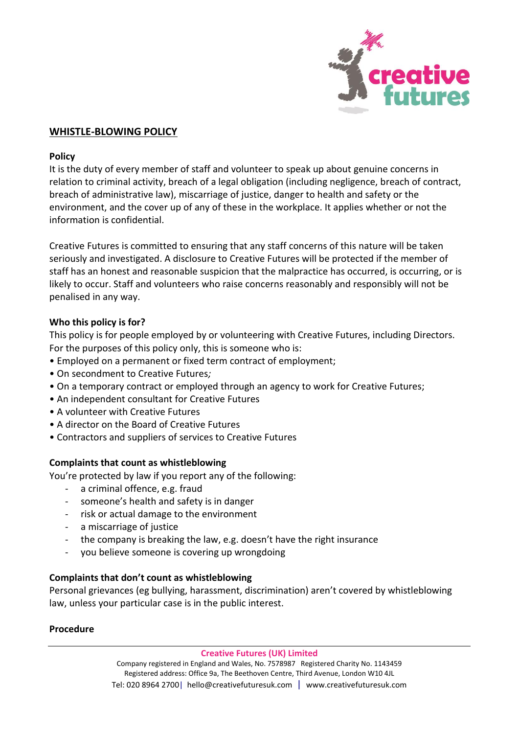# WHISTLE-BLOWING POLICY

## Policy

It is the duty of every member of staff and volunteer to speak up about genuine concerns in relation to criminal activity, breach of a legal obligation (including negligence, breach of contract, breach of administrative law), miscarriage of justice, danger to health and safety or the environment, and the cover up of any of these in the workplace. It applies whether or not the information is confidential.

Creative Futures is committed to ensuring that any staff concerns of this nature will be taken seriously and investigated. A disclosure to Creative Futures will be protected if the member of staff has an honest and reasonable suspicion that the malpractice has occurred, is occurring, or is likely to occur. Staff and volunteers who raise concerns reasonably and responsibly will not be penalised in any way.

## Who this policy is for?

This policy is for people employed by or volunteering with Creative Futures, including Directors. For the purposes of this policy only, this is someone who is:

- Employed on a permanent or fixed term contract of employment;
- On secondment to Creative Futures*;*
- On a temporary contract or employed through an agency to work for Creative Futures;
- An independent consultant for Creative Futures
- A volunteer with Creative Futures
- A director on the Board of Creative Futures
- Contractors and suppliers of services to Creative Futures

## Complaints that count as whistleblowing

You're protected by law if you report any of the following:

- a criminal offence, e.g. fraud
- someone's health and safety is in danger
- risk or actual damage to the environment
- a miscarriage of justice
- the company is breaking the law, e.g. doesn't have the right insurance
- you believe someone is covering up wrongdoing

## Complaints that don't count as whistleblowing

Personal grievances (eg bullying, harassment, discrimination) aren't covered by whistleblowing law, unless your particular case is in the public interest.

## Procedure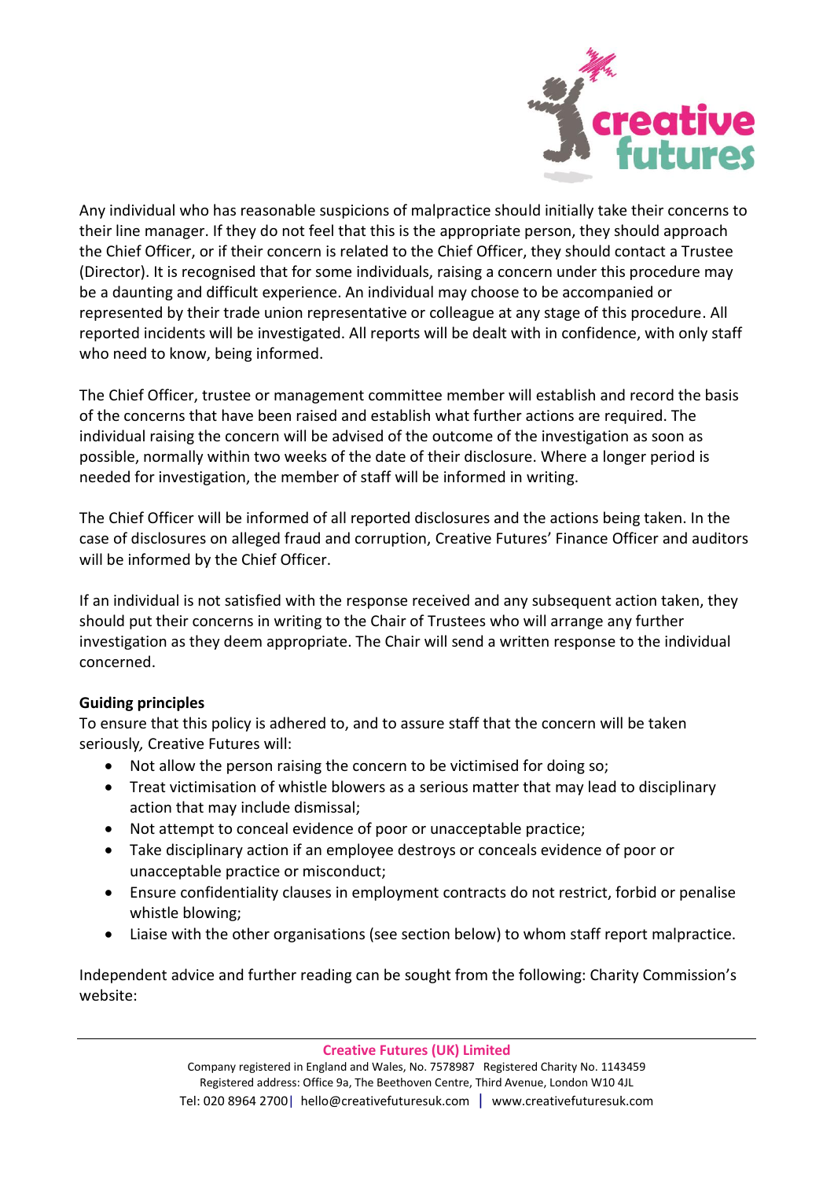Any individual who has reasonable suspicions of malpractice should initially take their concerns to their line manager. If they do not feel that this is the appropriate person, they should approach the Chief Officer, or if their concern is related to the Chief Officer, they should contact a Trustee (Director). It is recognised that for some individuals, raising a concern under this procedure may be a daunting and difficult experience. An individual may choose to be accompanied or represented by their trade union representative or colleague at any stage of this procedure. All reported incidents will be investigated. All reports will be dealt with in confidence, with only staff who need to know, being informed.

The Chief Officer, trustee or management committee member will establish and record the basis of the concerns that have been raised and establish what further actions are required. The individual raising the concern will be advised of the outcome of the investigation as soon as possible, normally within two weeks of the date of their disclosure. Where a longer period is needed for investigation, the member of staff will be informed in writing.

The Chief Officer will be informed of all reported disclosures and the actions being taken. In the case of disclosures on alleged fraud and corruption, Creative Futures' Finance Officer and auditors will be informed by the Chief Officer.

If an individual is not satisfied with the response received and any subsequent action taken, they should put their concerns in writing to the Chair of Trustees who will arrange any further investigation as they deem appropriate. The Chair will send a written response to the individual concerned.

**Guiding principles**

To ensure that this policy is adhered to, and to assure staff that the concern will be taken seriously, Creative Futures will:

- Not allow the person raising the concern to be victimised for doing so;
- Treat victimisation of whistle blowers as a serious matter that may lead to disciplinary action that may include dismissal;
- Not attempt to conceal evidence of poor or unacceptable practice;
- Take disciplinary action if an employee destroys or conceals evidence of poor or unacceptable practice or misconduct;
- Ensure confidentiality clauses in employment contracts do not restrict, forbid or penalise whistle blowing;
- Liaise with the other organisations (see section below) to whom staff report malpractice.

Independent advice and further reading can be sought from the following: Charity Commission's website: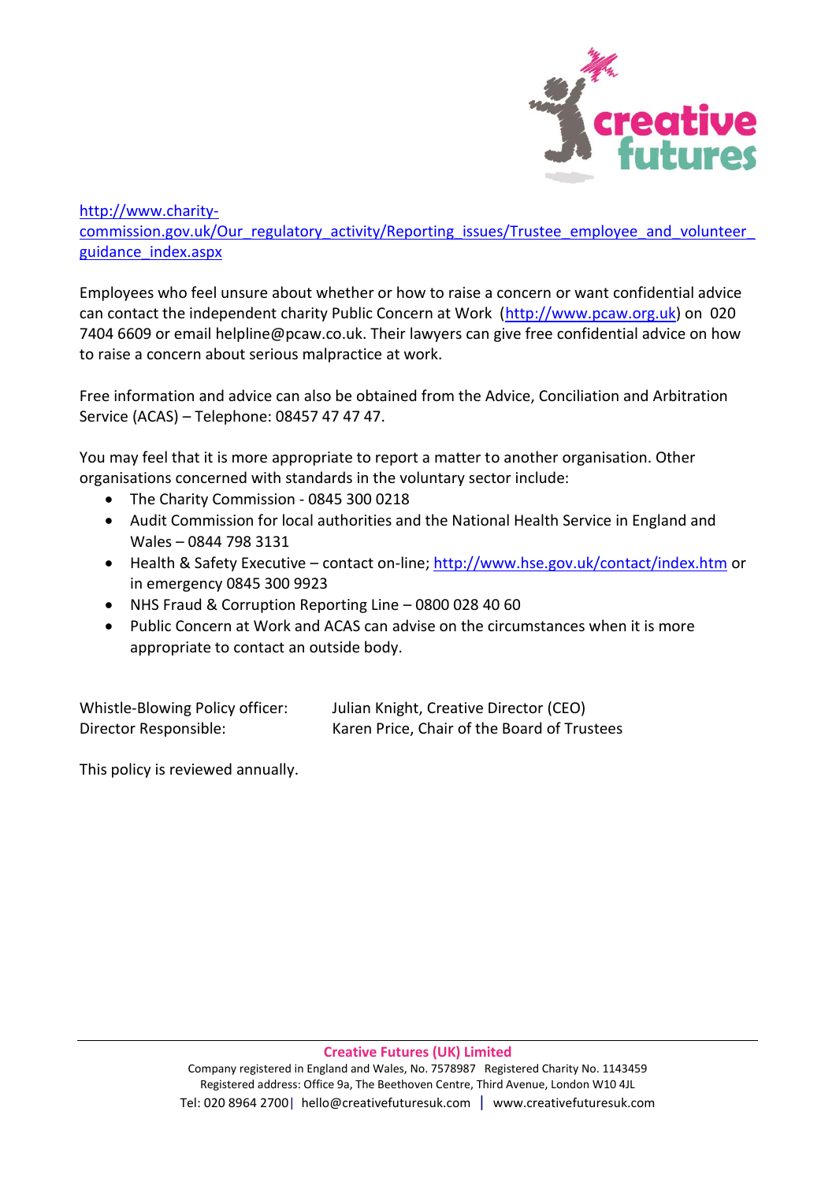http://www.charity-commission.gov.uk/Our_regulatory_activity/Reporting_issues/Trustee_employee_and_volunteer_guidance_index.aspx

Employees who feel unsure about whether or how to raise a concern or want confidential advice can contact the independent charity Public Concern at Work (http://www.pcaw.org.uk) on 020 7404 6609 or email helpline@pcaw.co.uk. Their lawyers can give free confidential advice on how to raise a concern about serious malpractice at work.

Free information and advice can also be obtained from the Advice, Conciliation and Arbitration Service (ACAS) – Telephone: 08457 47 47 47.

You may feel that it is more appropriate to report a matter to another organisation. Other organisations concerned with standards in the voluntary sector include:

- The Charity Commission - 0845 300 0218
- Audit Commission for local authorities and the National Health Service in England and Wales – 0844 798 3131
- Health & Safety Executive – contact on-line; http://www.hse.gov.uk/contact/index.htm or in emergency 0845 300 9923
- NHS Fraud & Corruption Reporting Line – 0800 028 40 60
- Public Concern at Work and ACAS can advise on the circumstances when it is more appropriate to contact an outside body.

Whistle-Blowing Policy officer: Julian Knight, Creative Director (CEO)
Director Responsible: Karen Price, Chair of the Board of Trustees

This policy is reviewed annually.

**Creative Futures (UK) Limited**
Company registered in England and Wales, No. 7578987 Registered Charity No. 1143459
Registered address: Office 9a, The Beethoven Centre, Third Avenue, London W10 4JL
Tel: 020 8964 2700 | hello@creativefuturesuk.com | www.creativefuturesuk.com